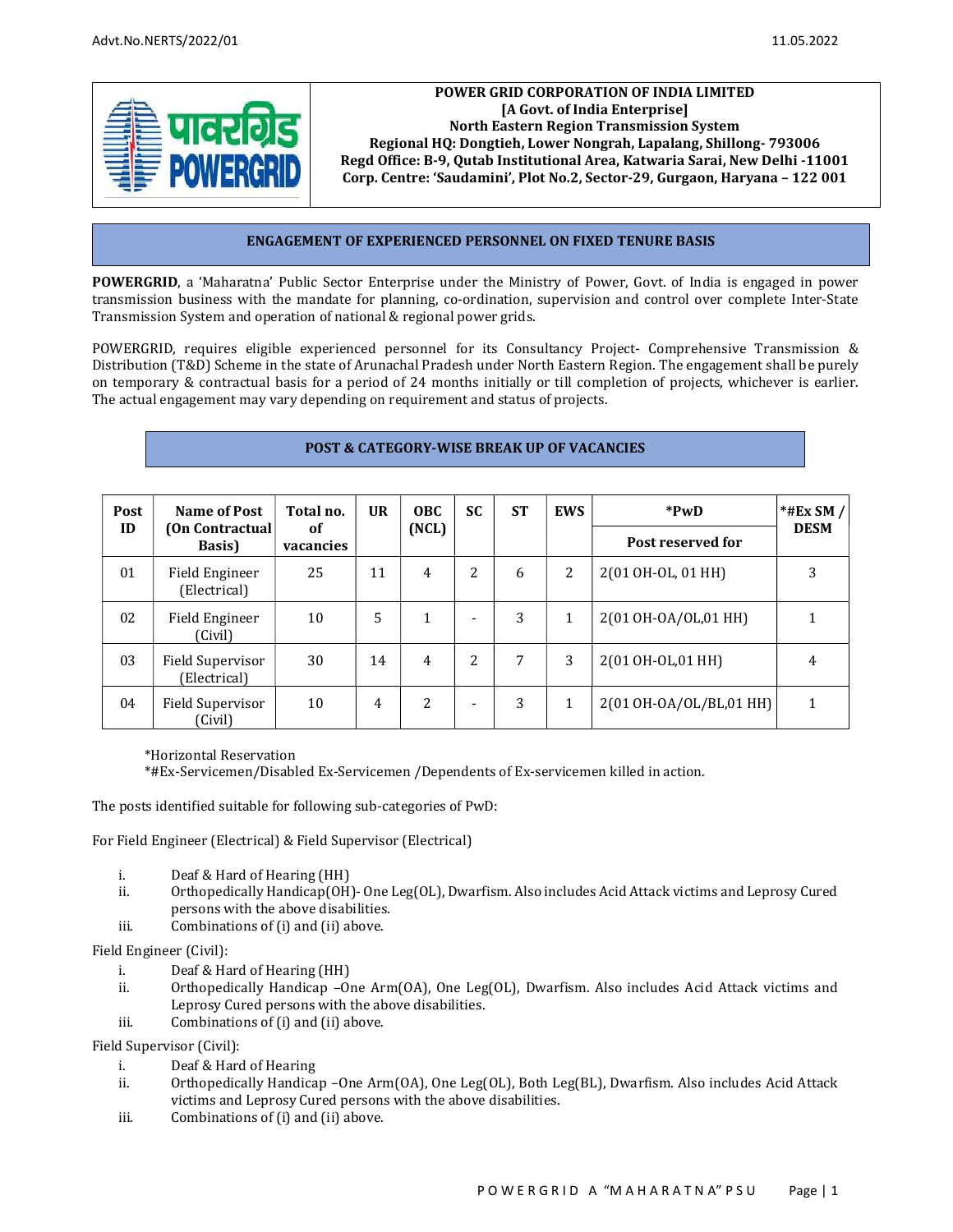Advt.No.NERTS/2022/01

11.05.2022

**POWER GRID CORPORATION OF INDIA LIMITED**
**[A Govt. of India Enterprise]**
**North Eastern Region Transmission System**
**Regional HQ: Dongtieh, Lower Nongrah, Lapalang, Shillong- 793006**
**Regd Office: B-9, Qutab Institutional Area, Katwaria Sarai, New Delhi -11001**
**Corp. Centre: 'Saudamini', Plot No.2, Sector-29, Gurgaon, Haryana – 122 001**

## ENGAGEMENT OF EXPERIENCED PERSONNEL ON FIXED TENURE BASIS

**POWERGRID**, a 'Maharatna' Public Sector Enterprise under the Ministry of Power, Govt. of India is engaged in power transmission business with the mandate for planning, co-ordination, supervision and control over complete Inter-State Transmission System and operation of national & regional power grids.

POWERGRID, requires eligible experienced personnel for its Consultancy Project- Comprehensive Transmission & Distribution (T&D) Scheme in the state of Arunachal Pradesh under North Eastern Region. The engagement shall be purely on temporary & contractual basis for a period of 24 months initially or till completion of projects, whichever is earlier. The actual engagement may vary depending on requirement and status of projects.

## POST & CATEGORY-WISE BREAK UP OF VACANCIES

| Post ID | Name of Post (On Contractual Basis) | Total no. of vacancies | UR | OBC (NCL) | SC | ST | EWS | *PwD Post reserved for | *#Ex SM / DESM |
|---|---|---|---|---|---|---|---|---|---|
| 01 | Field Engineer (Electrical) | 25 | 11 | 4 | 2 | 6 | 2 | 2(01 OH-OL, 01 HH) | 3 |
| 02 | Field Engineer (Civil) | 10 | 5 | 1 | - | 3 | 1 | 2(01 OH-OA/OL,01 HH) | 1 |
| 03 | Field Supervisor (Electrical) | 30 | 14 | 4 | 2 | 7 | 3 | 2(01 OH-OL,01 HH) | 4 |
| 04 | Field Supervisor (Civil) | 10 | 4 | 2 | - | 3 | 1 | 2(01 OH-OA/OL/BL,01 HH) | 1 |

*Horizontal Reservation
*#Ex-Servicemen/Disabled Ex-Servicemen /Dependents of Ex-servicemen killed in action.

The posts identified suitable for following sub-categories of PwD:

For Field Engineer (Electrical) & Field Supervisor (Electrical)

i. Deaf & Hard of Hearing (HH)
ii. Orthopedically Handicap(OH)- One Leg(OL), Dwarfism. Also includes Acid Attack victims and Leprosy Cured persons with the above disabilities.
iii. Combinations of (i) and (ii) above.

Field Engineer (Civil):

i. Deaf & Hard of Hearing (HH)
ii. Orthopedically Handicap –One Arm(OA), One Leg(OL), Dwarfism. Also includes Acid Attack victims and Leprosy Cured persons with the above disabilities.
iii. Combinations of (i) and (ii) above.

Field Supervisor (Civil):

i. Deaf & Hard of Hearing
ii. Orthopedically Handicap –One Arm(OA), One Leg(OL), Both Leg(BL), Dwarfism. Also includes Acid Attack victims and Leprosy Cured persons with the above disabilities.
iii. Combinations of (i) and (ii) above.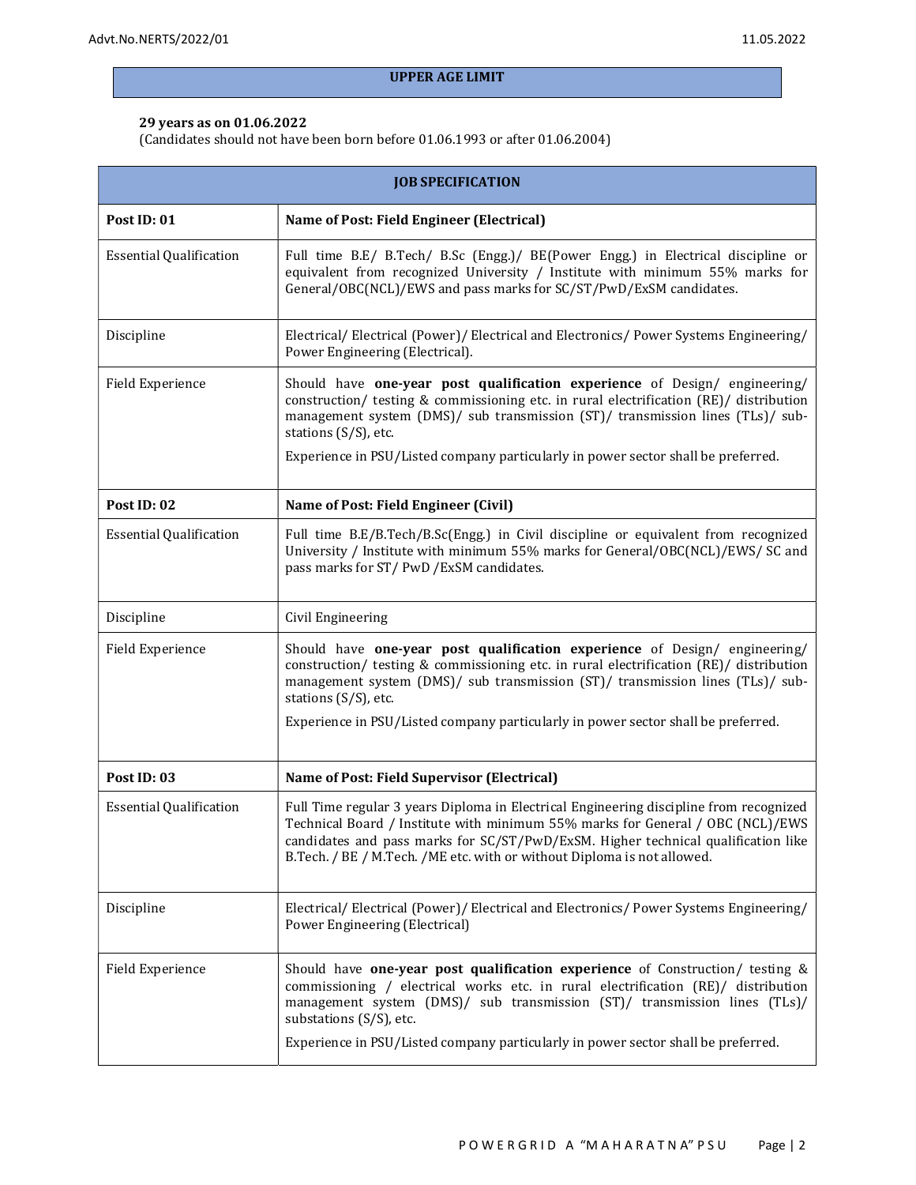## UPPER AGE LIMIT

**29 years as on 01.06.2022**
(Candidates should not have been born before 01.06.1993 or after 01.06.2004)

| JOB SPECIFICATION | |
|---|---|
| **Post ID: 01** | **Name of Post: Field Engineer (Electrical)** |
| Essential Qualification | Full time B.E/ B.Tech/ B.Sc (Engg.)/ BE(Power Engg.) in Electrical discipline or equivalent from recognized University / Institute with minimum 55% marks for General/OBC(NCL)/EWS and pass marks for SC/ST/PwD/ExSM candidates. |
| Discipline | Electrical/ Electrical (Power)/ Electrical and Electronics/ Power Systems Engineering/ Power Engineering (Electrical). |
| Field Experience | Should have **one-year post qualification experience** of Design/ engineering/ construction/ testing & commissioning etc. in rural electrification (RE)/ distribution management system (DMS)/ sub transmission (ST)/ transmission lines (TLs)/ sub-stations (S/S), etc.<br><br>Experience in PSU/Listed company particularly in power sector shall be preferred. |
| **Post ID: 02** | **Name of Post: Field Engineer (Civil)** |
| Essential Qualification | Full time B.E/B.Tech/B.Sc(Engg.) in Civil discipline or equivalent from recognized University / Institute with minimum 55% marks for General/OBC(NCL)/EWS/ SC and pass marks for ST/ PwD /ExSM candidates. |
| Discipline | Civil Engineering |
| Field Experience | Should have **one-year post qualification experience** of Design/ engineering/ construction/ testing & commissioning etc. in rural electrification (RE)/ distribution management system (DMS)/ sub transmission (ST)/ transmission lines (TLs)/ sub-stations (S/S), etc.<br><br>Experience in PSU/Listed company particularly in power sector shall be preferred. |
| **Post ID: 03** | **Name of Post: Field Supervisor (Electrical)** |
| Essential Qualification | Full Time regular 3 years Diploma in Electrical Engineering discipline from recognized Technical Board / Institute with minimum 55% marks for General / OBC (NCL)/EWS candidates and pass marks for SC/ST/PwD/ExSM. Higher technical qualification like B.Tech. / BE / M.Tech. /ME etc. with or without Diploma is not allowed. |
| Discipline | Electrical/ Electrical (Power)/ Electrical and Electronics/ Power Systems Engineering/ Power Engineering (Electrical) |
| Field Experience | Should have **one-year post qualification experience** of Construction/ testing & commissioning / electrical works etc. in rural electrification (RE)/ distribution management system (DMS)/ sub transmission (ST)/ transmission lines (TLs)/ substations (S/S), etc.<br><br>Experience in PSU/Listed company particularly in power sector shall be preferred. |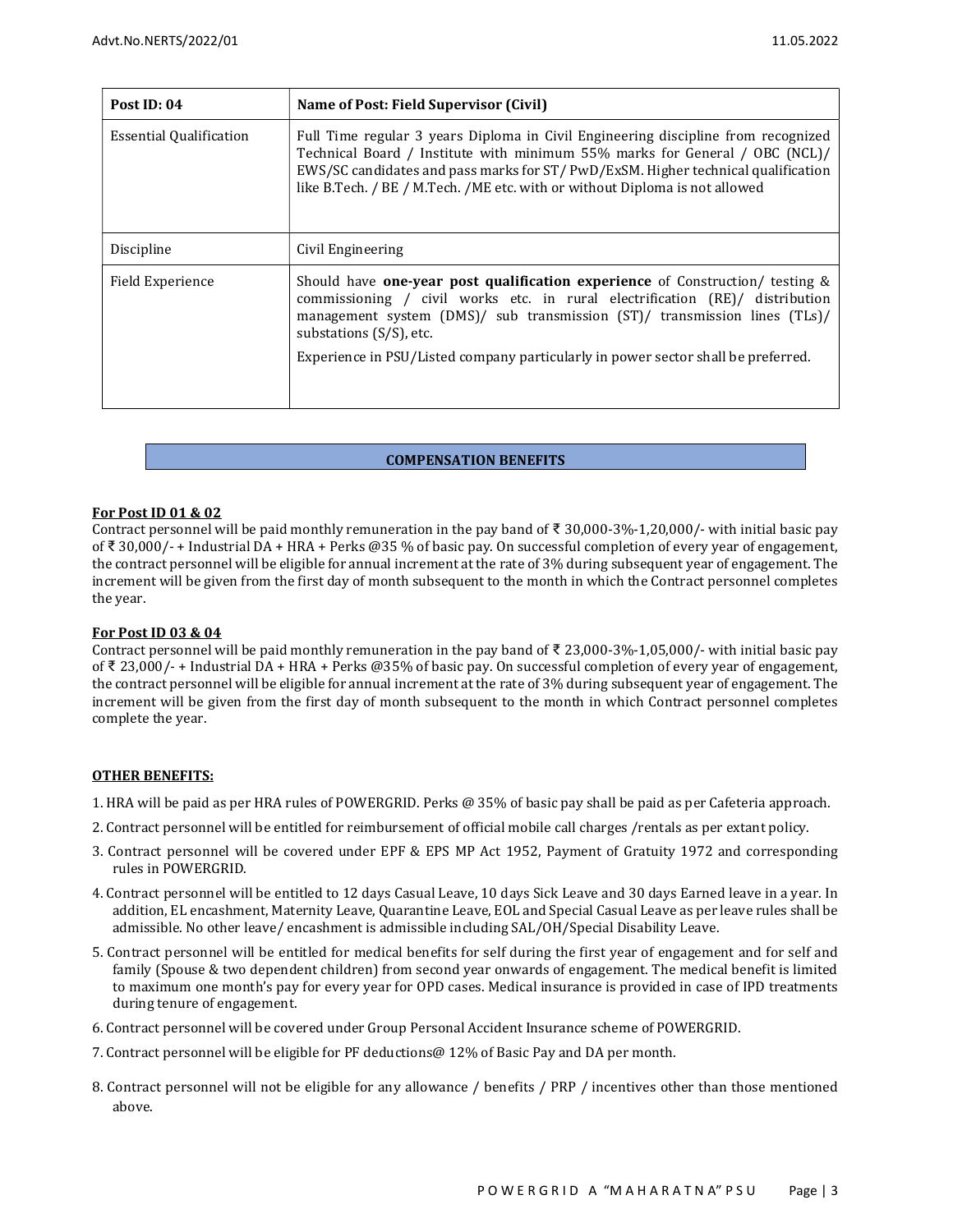| Post ID: 04 | Name of Post: Field Supervisor (Civil) |
|---|---|
| Essential Qualification | Full Time regular 3 years Diploma in Civil Engineering discipline from recognized Technical Board / Institute with minimum 55% marks for General / OBC (NCL)/ EWS/SC candidates and pass marks for ST/ PwD/ExSM. Higher technical qualification like B.Tech. / BE / M.Tech. /ME etc. with or without Diploma is not allowed |
| Discipline | Civil Engineering |
| Field Experience | Should have **one-year post qualification experience** of Construction/ testing & commissioning / civil works etc. in rural electrification (RE)/ distribution management system (DMS)/ sub transmission (ST)/ transmission lines (TLs)/ substations (S/S), etc.<br><br>Experience in PSU/Listed company particularly in power sector shall be preferred. |

## COMPENSATION BENEFITS

**For Post ID 01 & 02**

Contract personnel will be paid monthly remuneration in the pay band of ₹ 30,000-3%-1,20,000/- with initial basic pay of ₹ 30,000/- + Industrial DA + HRA + Perks @35 % of basic pay. On successful completion of every year of engagement, the contract personnel will be eligible for annual increment at the rate of 3% during subsequent year of engagement. The increment will be given from the first day of month subsequent to the month in which the Contract personnel completes the year.

**For Post ID 03 & 04**

Contract personnel will be paid monthly remuneration in the pay band of ₹ 23,000-3%-1,05,000/- with initial basic pay of ₹ 23,000/- + Industrial DA + HRA + Perks @35% of basic pay. On successful completion of every year of engagement, the contract personnel will be eligible for annual increment at the rate of 3% during subsequent year of engagement. The increment will be given from the first day of month subsequent to the month in which Contract personnel completes complete the year.

**OTHER BENEFITS:**

1. HRA will be paid as per HRA rules of POWERGRID. Perks @ 35% of basic pay shall be paid as per Cafeteria approach.
2. Contract personnel will be entitled for reimbursement of official mobile call charges /rentals as per extant policy.
3. Contract personnel will be covered under EPF & EPS MP Act 1952, Payment of Gratuity 1972 and corresponding rules in POWERGRID.
4. Contract personnel will be entitled to 12 days Casual Leave, 10 days Sick Leave and 30 days Earned leave in a year. In addition, EL encashment, Maternity Leave, Quarantine Leave, EOL and Special Casual Leave as per leave rules shall be admissible. No other leave/ encashment is admissible including SAL/OH/Special Disability Leave.
5. Contract personnel will be entitled for medical benefits for self during the first year of engagement and for self and family (Spouse & two dependent children) from second year onwards of engagement. The medical benefit is limited to maximum one month's pay for every year for OPD cases. Medical insurance is provided in case of IPD treatments during tenure of engagement.
6. Contract personnel will be covered under Group Personal Accident Insurance scheme of POWERGRID.
7. Contract personnel will be eligible for PF deductions@ 12% of Basic Pay and DA per month.
8. Contract personnel will not be eligible for any allowance / benefits / PRP / incentives other than those mentioned above.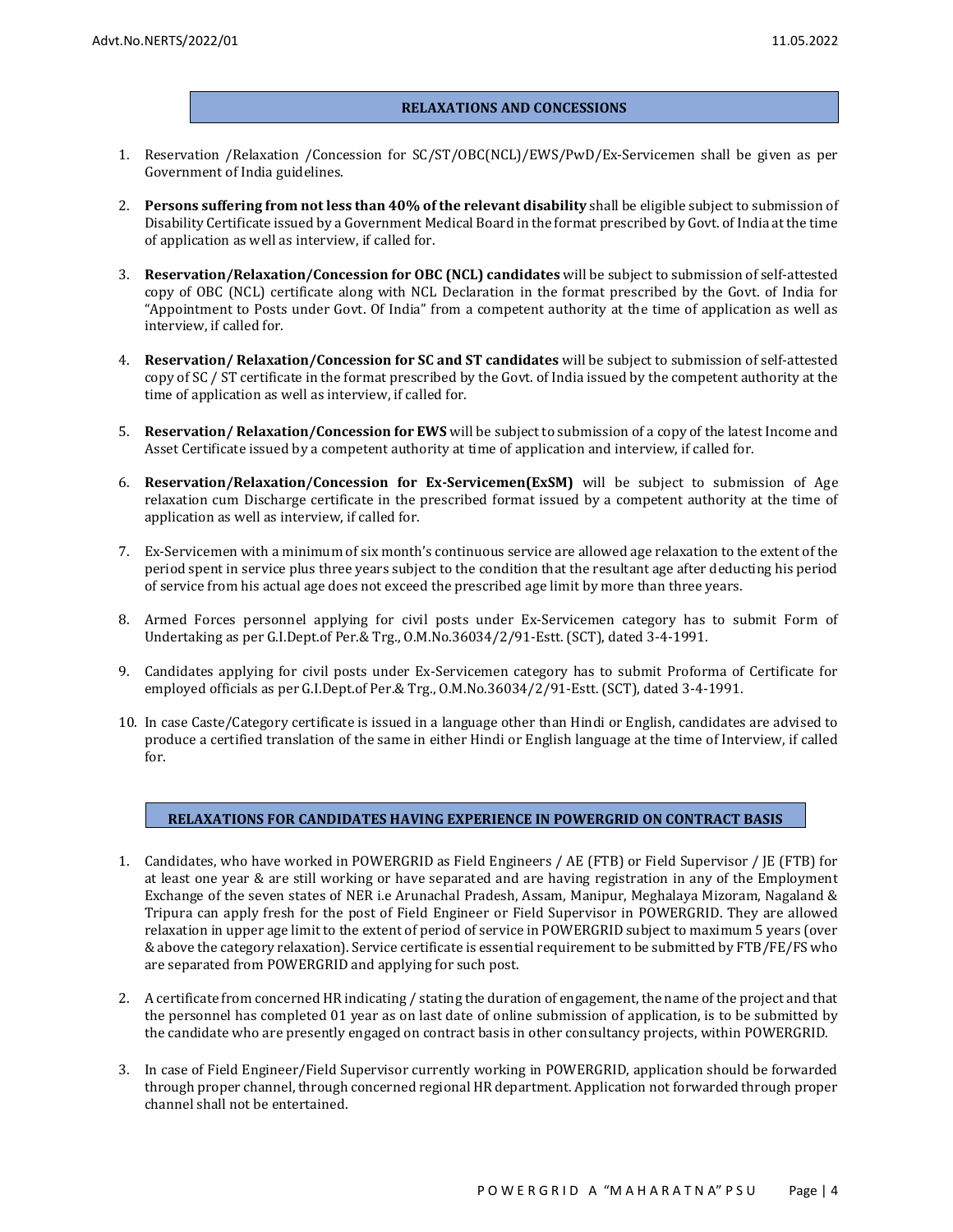## RELAXATIONS AND CONCESSIONS

1. Reservation /Relaxation /Concession for SC/ST/OBC(NCL)/EWS/PwD/Ex-Servicemen shall be given as per Government of India guidelines.

2. **Persons suffering from not less than 40% of the relevant disability** shall be eligible subject to submission of Disability Certificate issued by a Government Medical Board in the format prescribed by Govt. of India at the time of application as well as interview, if called for.

3. **Reservation/Relaxation/Concession for OBC (NCL) candidates** will be subject to submission of self-attested copy of OBC (NCL) certificate along with NCL Declaration in the format prescribed by the Govt. of India for "Appointment to Posts under Govt. Of India" from a competent authority at the time of application as well as interview, if called for.

4. **Reservation/ Relaxation/Concession for SC and ST candidates** will be subject to submission of self-attested copy of SC / ST certificate in the format prescribed by the Govt. of India issued by the competent authority at the time of application as well as interview, if called for.

5. **Reservation/ Relaxation/Concession for EWS** will be subject to submission of a copy of the latest Income and Asset Certificate issued by a competent authority at time of application and interview, if called for.

6. **Reservation/Relaxation/Concession for Ex-Servicemen(ExSM)** will be subject to submission of Age relaxation cum Discharge certificate in the prescribed format issued by a competent authority at the time of application as well as interview, if called for.

7. Ex-Servicemen with a minimum of six month's continuous service are allowed age relaxation to the extent of the period spent in service plus three years subject to the condition that the resultant age after deducting his period of service from his actual age does not exceed the prescribed age limit by more than three years.

8. Armed Forces personnel applying for civil posts under Ex-Servicemen category has to submit Form of Undertaking as per G.I.Dept.of Per.& Trg., O.M.No.36034/2/91-Estt. (SCT), dated 3-4-1991.

9. Candidates applying for civil posts under Ex-Servicemen category has to submit Proforma of Certificate for employed officials as per G.I.Dept.of Per.& Trg., O.M.No.36034/2/91-Estt. (SCT), dated 3-4-1991.

10. In case Caste/Category certificate is issued in a language other than Hindi or English, candidates are advised to produce a certified translation of the same in either Hindi or English language at the time of Interview, if called for.

## RELAXATIONS FOR CANDIDATES HAVING EXPERIENCE IN POWERGRID ON CONTRACT BASIS

1. Candidates, who have worked in POWERGRID as Field Engineers / AE (FTB) or Field Supervisor / JE (FTB) for at least one year & are still working or have separated and are having registration in any of the Employment Exchange of the seven states of NER i.e Arunachal Pradesh, Assam, Manipur, Meghalaya Mizoram, Nagaland & Tripura can apply fresh for the post of Field Engineer or Field Supervisor in POWERGRID. They are allowed relaxation in upper age limit to the extent of period of service in POWERGRID subject to maximum 5 years (over & above the category relaxation). Service certificate is essential requirement to be submitted by FTB/FE/FS who are separated from POWERGRID and applying for such post.

2. A certificate from concerned HR indicating / stating the duration of engagement, the name of the project and that the personnel has completed 01 year as on last date of online submission of application, is to be submitted by the candidate who are presently engaged on contract basis in other consultancy projects, within POWERGRID.

3. In case of Field Engineer/Field Supervisor currently working in POWERGRID, application should be forwarded through proper channel, through concerned regional HR department. Application not forwarded through proper channel shall not be entertained.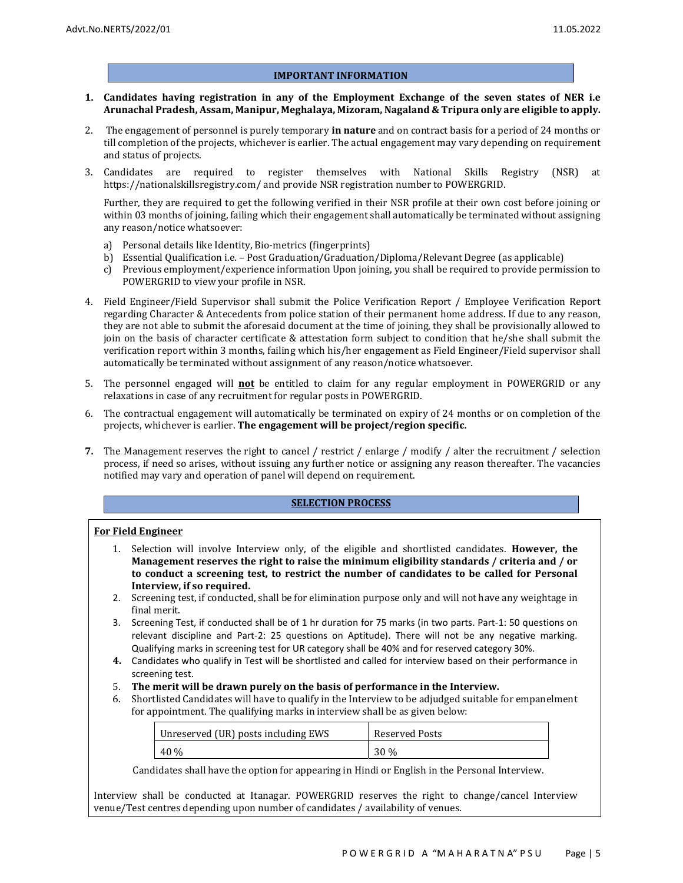## IMPORTANT INFORMATION

1. **Candidates having registration in any of the Employment Exchange of the seven states of NER i.e Arunachal Pradesh, Assam, Manipur, Meghalaya, Mizoram, Nagaland & Tripura only are eligible to apply.**

2. The engagement of personnel is purely temporary **in nature** and on contract basis for a period of 24 months or till completion of the projects, whichever is earlier. The actual engagement may vary depending on requirement and status of projects.

3. Candidates are required to register themselves with National Skills Registry (NSR) at https://nationalskillsregistry.com/ and provide NSR registration number to POWERGRID.

   Further, they are required to get the following verified in their NSR profile at their own cost before joining or within 03 months of joining, failing which their engagement shall automatically be terminated without assigning any reason/notice whatsoever:

   a) Personal details like Identity, Bio-metrics (fingerprints)
   b) Essential Qualification i.e. – Post Graduation/Graduation/Diploma/Relevant Degree (as applicable)
   c) Previous employment/experience information Upon joining, you shall be required to provide permission to POWERGRID to view your profile in NSR.

4. Field Engineer/Field Supervisor shall submit the Police Verification Report / Employee Verification Report regarding Character & Antecedents from police station of their permanent home address. If due to any reason, they are not able to submit the aforesaid document at the time of joining, they shall be provisionally allowed to join on the basis of character certificate & attestation form subject to condition that he/she shall submit the verification report within 3 months, failing which his/her engagement as Field Engineer/Field supervisor shall automatically be terminated without assignment of any reason/notice whatsoever.

5. The personnel engaged will **<u>not</u>** be entitled to claim for any regular employment in POWERGRID or any relaxations in case of any recruitment for regular posts in POWERGRID.

6. The contractual engagement will automatically be terminated on expiry of 24 months or on completion of the projects, whichever is earlier. **The engagement will be project/region specific.**

7. The Management reserves the right to cancel / restrict / enlarge / modify / alter the recruitment / selection process, if need so arises, without issuing any further notice or assigning any reason thereafter. The vacancies notified may vary and operation of panel will depend on requirement.

## SELECTION PROCESS

**<u>For Field Engineer</u>**

1. Selection will involve Interview only, of the eligible and shortlisted candidates. **However, the Management reserves the right to raise the minimum eligibility standards / criteria and / or to conduct a screening test, to restrict the number of candidates to be called for Personal Interview, if so required.**
2. Screening test, if conducted, shall be for elimination purpose only and will not have any weightage in final merit.
3. Screening Test, if conducted shall be of 1 hr duration for 75 marks (in two parts. Part-1: 50 questions on relevant discipline and Part-2: 25 questions on Aptitude). There will not be any negative marking. Qualifying marks in screening test for UR category shall be 40% and for reserved category 30%.
4. Candidates who qualify in Test will be shortlisted and called for interview based on their performance in screening test.
5. **The merit will be drawn purely on the basis of performance in the Interview.**
6. Shortlisted Candidates will have to qualify in the Interview to be adjudged suitable for empanelment for appointment. The qualifying marks in interview shall be as given below:

| Unreserved (UR) posts including EWS | Reserved Posts |
|---|---|
| 40 % | 30 % |

Candidates shall have the option for appearing in Hindi or English in the Personal Interview.

Interview shall be conducted at Itanagar. POWERGRID reserves the right to change/cancel Interview venue/Test centres depending upon number of candidates / availability of venues.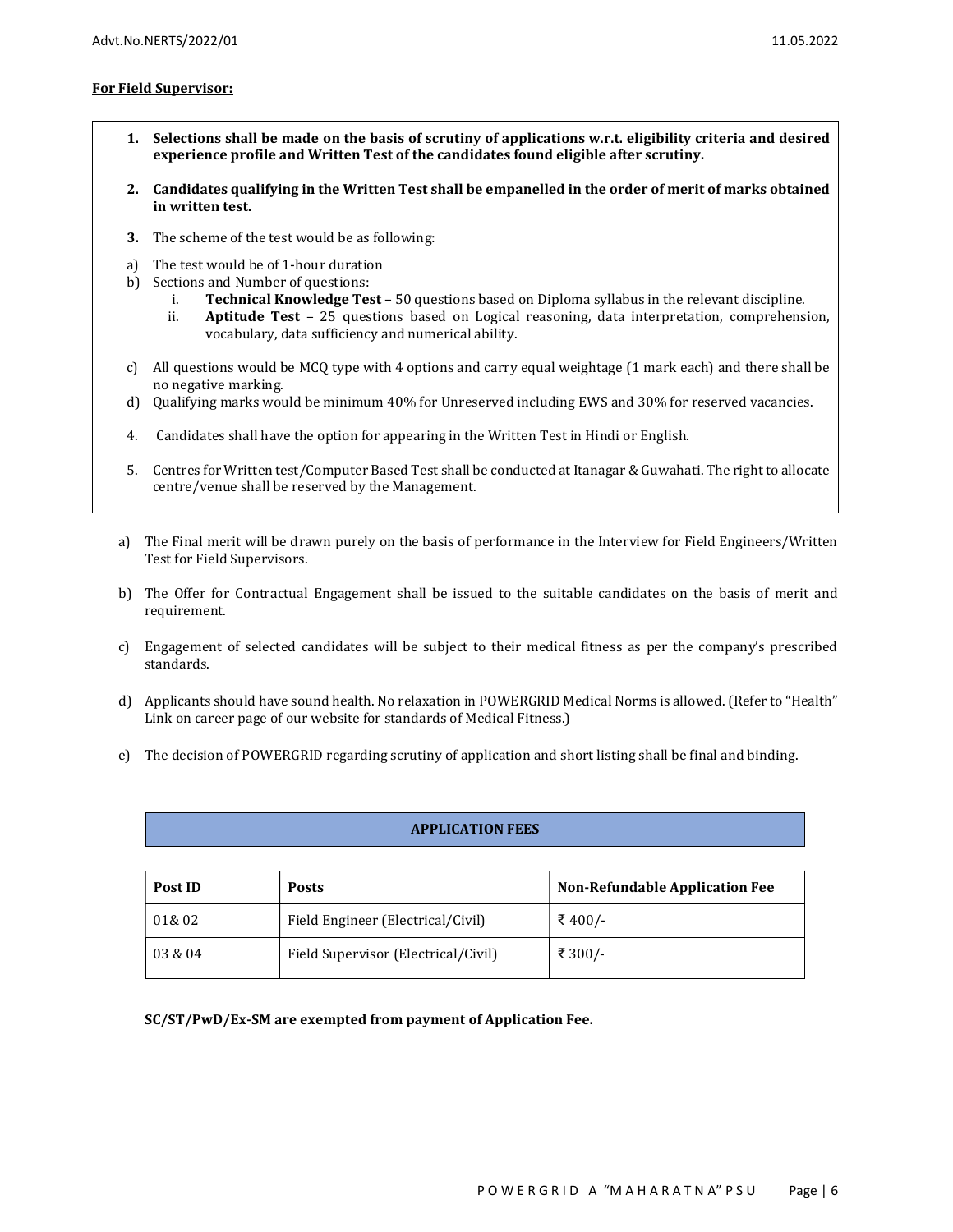**For Field Supervisor:**

1. **Selections shall be made on the basis of scrutiny of applications w.r.t. eligibility criteria and desired experience profile and Written Test of the candidates found eligible after scrutiny.**

2. **Candidates qualifying in the Written Test shall be empanelled in the order of merit of marks obtained in written test.**

3. The scheme of the test would be as following:

a) The test would be of 1-hour duration

b) Sections and Number of questions:
   i. **Technical Knowledge Test** – 50 questions based on Diploma syllabus in the relevant discipline.
   ii. **Aptitude Test** – 25 questions based on Logical reasoning, data interpretation, comprehension, vocabulary, data sufficiency and numerical ability.

c) All questions would be MCQ type with 4 options and carry equal weightage (1 mark each) and there shall be no negative marking.

d) Qualifying marks would be minimum 40% for Unreserved including EWS and 30% for reserved vacancies.

4. Candidates shall have the option for appearing in the Written Test in Hindi or English.

5. Centres for Written test/Computer Based Test shall be conducted at Itanagar & Guwahati. The right to allocate centre/venue shall be reserved by the Management.

a) The Final merit will be drawn purely on the basis of performance in the Interview for Field Engineers/Written Test for Field Supervisors.

b) The Offer for Contractual Engagement shall be issued to the suitable candidates on the basis of merit and requirement.

c) Engagement of selected candidates will be subject to their medical fitness as per the company's prescribed standards.

d) Applicants should have sound health. No relaxation in POWERGRID Medical Norms is allowed. (Refer to "Health" Link on career page of our website for standards of Medical Fitness.)

e) The decision of POWERGRID regarding scrutiny of application and short listing shall be final and binding.

**APPLICATION FEES**

| **Post ID** | **Posts** | **Non-Refundable Application Fee** |
|---|---|---|
| 01& 02 | Field Engineer (Electrical/Civil) | ₹ 400/- |
| 03 & 04 | Field Supervisor (Electrical/Civil) | ₹ 300/- |

**SC/ST/PwD/Ex-SM are exempted from payment of Application Fee.**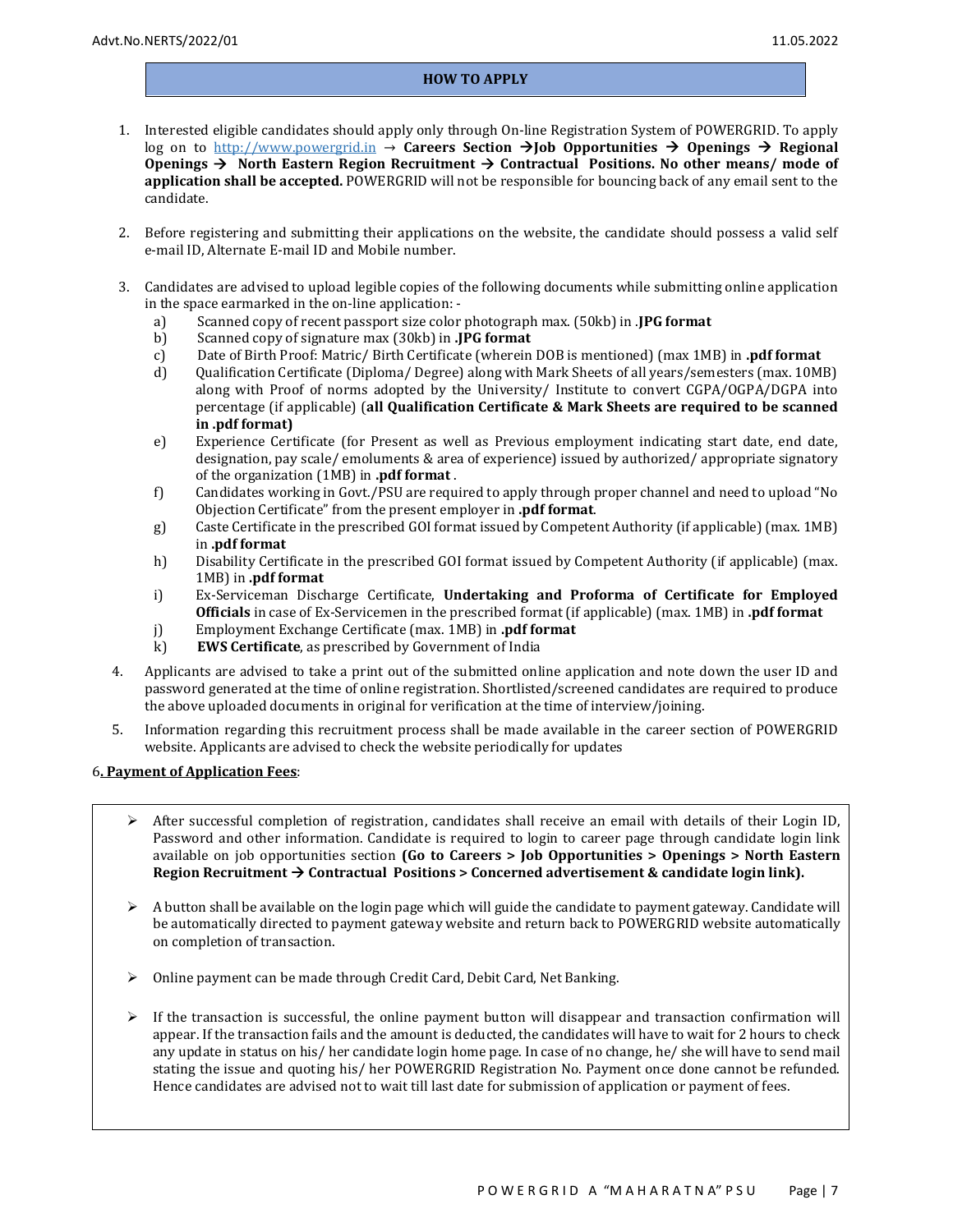## HOW TO APPLY

1. Interested eligible candidates should apply only through On-line Registration System of POWERGRID. To apply log on to http://www.powergrid.in → **Careers Section →Job Opportunities → Openings → Regional Openings → North Eastern Region Recruitment → Contractual Positions. No other means/ mode of application shall be accepted.** POWERGRID will not be responsible for bouncing back of any email sent to the candidate.

2. Before registering and submitting their applications on the website, the candidate should possess a valid self e-mail ID, Alternate E-mail ID and Mobile number.

3. Candidates are advised to upload legible copies of the following documents while submitting online application in the space earmarked in the on-line application: -
   a) Scanned copy of recent passport size color photograph max. (50kb) in .**JPG format**
   b) Scanned copy of signature max (30kb) in **.JPG format**
   c) Date of Birth Proof: Matric/ Birth Certificate (wherein DOB is mentioned) (max 1MB) in **.pdf format**
   d) Qualification Certificate (Diploma/ Degree) along with Mark Sheets of all years/semesters (max. 10MB) along with Proof of norms adopted by the University/ Institute to convert CGPA/OGPA/DGPA into percentage (if applicable) (**all Qualification Certificate & Mark Sheets are required to be scanned in .pdf format)**
   e) Experience Certificate (for Present as well as Previous employment indicating start date, end date, designation, pay scale/ emoluments & area of experience) issued by authorized/ appropriate signatory of the organization (1MB) in **.pdf format** .
   f) Candidates working in Govt./PSU are required to apply through proper channel and need to upload "No Objection Certificate" from the present employer in **.pdf format**.
   g) Caste Certificate in the prescribed GOI format issued by Competent Authority (if applicable) (max. 1MB) in **.pdf format**
   h) Disability Certificate in the prescribed GOI format issued by Competent Authority (if applicable) (max. 1MB) in **.pdf format**
   i) Ex-Serviceman Discharge Certificate, **Undertaking and Proforma of Certificate for Employed Officials** in case of Ex-Servicemen in the prescribed format (if applicable) (max. 1MB) in **.pdf format**
   j) Employment Exchange Certificate (max. 1MB) in **.pdf format**
   k) **EWS Certificate**, as prescribed by Government of India

4. Applicants are advised to take a print out of the submitted online application and note down the user ID and password generated at the time of online registration. Shortlisted/screened candidates are required to produce the above uploaded documents in original for verification at the time of interview/joining.

5. Information regarding this recruitment process shall be made available in the career section of POWERGRID website. Applicants are advised to check the website periodically for updates

6**. Payment of Application Fees**:

- After successful completion of registration, candidates shall receive an email with details of their Login ID, Password and other information. Candidate is required to login to career page through candidate login link available on job opportunities section **(Go to Careers > Job Opportunities > Openings > North Eastern Region Recruitment → Contractual Positions > Concerned advertisement & candidate login link).**

- A button shall be available on the login page which will guide the candidate to payment gateway. Candidate will be automatically directed to payment gateway website and return back to POWERGRID website automatically on completion of transaction.

- Online payment can be made through Credit Card, Debit Card, Net Banking.

- If the transaction is successful, the online payment button will disappear and transaction confirmation will appear. If the transaction fails and the amount is deducted, the candidates will have to wait for 2 hours to check any update in status on his/ her candidate login home page. In case of no change, he/ she will have to send mail stating the issue and quoting his/ her POWERGRID Registration No. Payment once done cannot be refunded. Hence candidates are advised not to wait till last date for submission of application or payment of fees.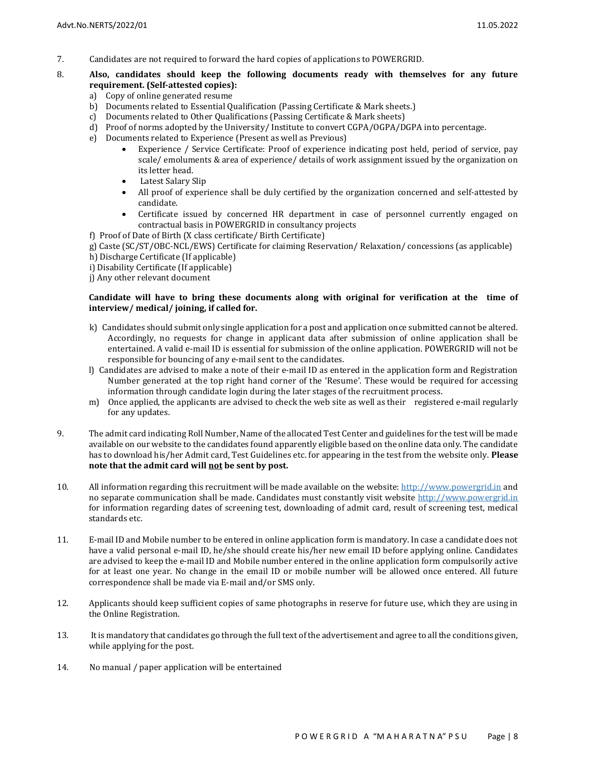7. Candidates are not required to forward the hard copies of applications to POWERGRID.

8. **Also, candidates should keep the following documents ready with themselves for any future requirement. (Self-attested copies):**
   a) Copy of online generated resume
   b) Documents related to Essential Qualification (Passing Certificate & Mark sheets.)
   c) Documents related to Other Qualifications (Passing Certificate & Mark sheets)
   d) Proof of norms adopted by the University/ Institute to convert CGPA/OGPA/DGPA into percentage.
   e) Documents related to Experience (Present as well as Previous)
      - Experience / Service Certificate: Proof of experience indicating post held, period of service, pay scale/ emoluments & area of experience/ details of work assignment issued by the organization on its letter head.
      - Latest Salary Slip
      - All proof of experience shall be duly certified by the organization concerned and self-attested by candidate.
      - Certificate issued by concerned HR department in case of personnel currently engaged on contractual basis in POWERGRID in consultancy projects

   f) Proof of Date of Birth (X class certificate/ Birth Certificate)
   g) Caste (SC/ST/OBC-NCL/EWS) Certificate for claiming Reservation/ Relaxation/ concessions (as applicable)
   h) Discharge Certificate (If applicable)
   i) Disability Certificate (If applicable)
   j) Any other relevant document

   **Candidate will have to bring these documents along with original for verification at the time of interview/ medical/ joining, if called for.**

   k) Candidates should submit only single application for a post and application once submitted cannot be altered. Accordingly, no requests for change in applicant data after submission of online application shall be entertained. A valid e-mail ID is essential for submission of the online application. POWERGRID will not be responsible for bouncing of any e-mail sent to the candidates.
   l) Candidates are advised to make a note of their e-mail ID as entered in the application form and Registration Number generated at the top right hand corner of the 'Resume'. These would be required for accessing information through candidate login during the later stages of the recruitment process.
   m) Once applied, the applicants are advised to check the web site as well as their registered e-mail regularly for any updates.

9. The admit card indicating Roll Number, Name of the allocated Test Center and guidelines for the test will be made available on our website to the candidates found apparently eligible based on the online data only. The candidate has to download his/her Admit card, Test Guidelines etc. for appearing in the test from the website only. **Please note that the admit card will <u>not</u> be sent by post.**

10. All information regarding this recruitment will be made available on the website: http://www.powergrid.in and no separate communication shall be made. Candidates must constantly visit website http://www.powergrid.in for information regarding dates of screening test, downloading of admit card, result of screening test, medical standards etc.

11. E-mail ID and Mobile number to be entered in online application form is mandatory. In case a candidate does not have a valid personal e-mail ID, he/she should create his/her new email ID before applying online. Candidates are advised to keep the e-mail ID and Mobile number entered in the online application form compulsorily active for at least one year. No change in the email ID or mobile number will be allowed once entered. All future correspondence shall be made via E-mail and/or SMS only.

12. Applicants should keep sufficient copies of same photographs in reserve for future use, which they are using in the Online Registration.

13. It is mandatory that candidates go through the full text of the advertisement and agree to all the conditions given, while applying for the post.

14. No manual / paper application will be entertained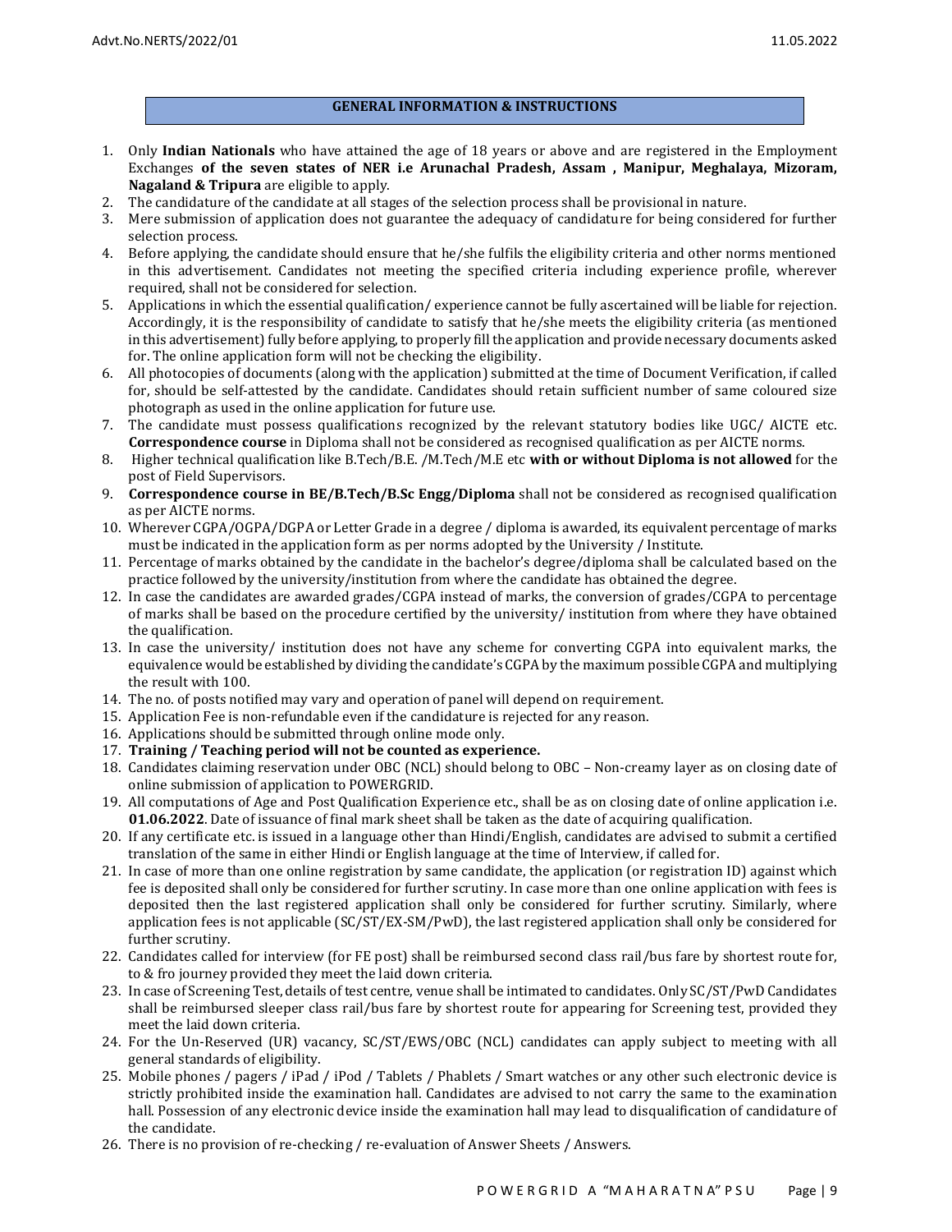## GENERAL INFORMATION & INSTRUCTIONS

1. Only **Indian Nationals** who have attained the age of 18 years or above and are registered in the Employment Exchanges **of the seven states of NER i.e Arunachal Pradesh, Assam , Manipur, Meghalaya, Mizoram, Nagaland & Tripura** are eligible to apply.
2. The candidature of the candidate at all stages of the selection process shall be provisional in nature.
3. Mere submission of application does not guarantee the adequacy of candidature for being considered for further selection process.
4. Before applying, the candidate should ensure that he/she fulfils the eligibility criteria and other norms mentioned in this advertisement. Candidates not meeting the specified criteria including experience profile, wherever required, shall not be considered for selection.
5. Applications in which the essential qualification/ experience cannot be fully ascertained will be liable for rejection. Accordingly, it is the responsibility of candidate to satisfy that he/she meets the eligibility criteria (as mentioned in this advertisement) fully before applying, to properly fill the application and provide necessary documents asked for. The online application form will not be checking the eligibility.
6. All photocopies of documents (along with the application) submitted at the time of Document Verification, if called for, should be self-attested by the candidate. Candidates should retain sufficient number of same coloured size photograph as used in the online application for future use.
7. The candidate must possess qualifications recognized by the relevant statutory bodies like UGC/ AICTE etc. **Correspondence course** in Diploma shall not be considered as recognised qualification as per AICTE norms.
8. Higher technical qualification like B.Tech/B.E. /M.Tech/M.E etc **with or without Diploma is not allowed** for the post of Field Supervisors.
9. **Correspondence course in BE/B.Tech/B.Sc Engg/Diploma** shall not be considered as recognised qualification as per AICTE norms.
10. Wherever CGPA/OGPA/DGPA or Letter Grade in a degree / diploma is awarded, its equivalent percentage of marks must be indicated in the application form as per norms adopted by the University / Institute.
11. Percentage of marks obtained by the candidate in the bachelor's degree/diploma shall be calculated based on the practice followed by the university/institution from where the candidate has obtained the degree.
12. In case the candidates are awarded grades/CGPA instead of marks, the conversion of grades/CGPA to percentage of marks shall be based on the procedure certified by the university/ institution from where they have obtained the qualification.
13. In case the university/ institution does not have any scheme for converting CGPA into equivalent marks, the equivalence would be established by dividing the candidate's CGPA by the maximum possible CGPA and multiplying the result with 100.
14. The no. of posts notified may vary and operation of panel will depend on requirement.
15. Application Fee is non-refundable even if the candidature is rejected for any reason.
16. Applications should be submitted through online mode only.
17. **Training / Teaching period will not be counted as experience.**
18. Candidates claiming reservation under OBC (NCL) should belong to OBC – Non-creamy layer as on closing date of online submission of application to POWERGRID.
19. All computations of Age and Post Qualification Experience etc., shall be as on closing date of online application i.e. **01.06.2022**. Date of issuance of final mark sheet shall be taken as the date of acquiring qualification.
20. If any certificate etc. is issued in a language other than Hindi/English, candidates are advised to submit a certified translation of the same in either Hindi or English language at the time of Interview, if called for.
21. In case of more than one online registration by same candidate, the application (or registration ID) against which fee is deposited shall only be considered for further scrutiny. In case more than one online application with fees is deposited then the last registered application shall only be considered for further scrutiny. Similarly, where application fees is not applicable (SC/ST/EX-SM/PwD), the last registered application shall only be considered for further scrutiny.
22. Candidates called for interview (for FE post) shall be reimbursed second class rail/bus fare by shortest route for, to & fro journey provided they meet the laid down criteria.
23. In case of Screening Test, details of test centre, venue shall be intimated to candidates. Only SC/ST/PwD Candidates shall be reimbursed sleeper class rail/bus fare by shortest route for appearing for Screening test, provided they meet the laid down criteria.
24. For the Un-Reserved (UR) vacancy, SC/ST/EWS/OBC (NCL) candidates can apply subject to meeting with all general standards of eligibility.
25. Mobile phones / pagers / iPad / iPod / Tablets / Phablets / Smart watches or any other such electronic device is strictly prohibited inside the examination hall. Candidates are advised to not carry the same to the examination hall. Possession of any electronic device inside the examination hall may lead to disqualification of candidature of the candidate.
26. There is no provision of re-checking / re-evaluation of Answer Sheets / Answers.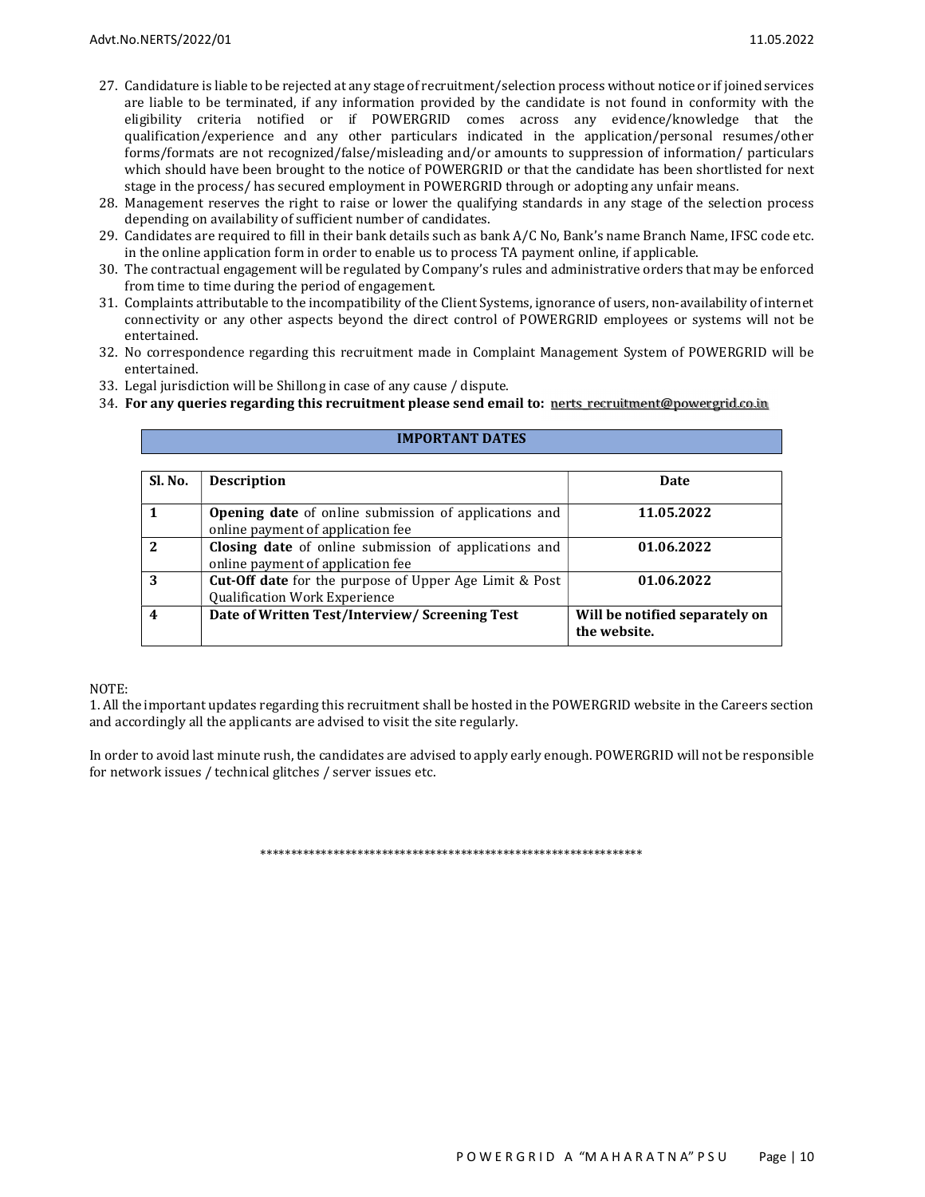27. Candidature is liable to be rejected at any stage of recruitment/selection process without notice or if joined services are liable to be terminated, if any information provided by the candidate is not found in conformity with the eligibility criteria notified or if POWERGRID comes across any evidence/knowledge that the qualification/experience and any other particulars indicated in the application/personal resumes/other forms/formats are not recognized/false/misleading and/or amounts to suppression of information/ particulars which should have been brought to the notice of POWERGRID or that the candidate has been shortlisted for next stage in the process/ has secured employment in POWERGRID through or adopting any unfair means.
28. Management reserves the right to raise or lower the qualifying standards in any stage of the selection process depending on availability of sufficient number of candidates.
29. Candidates are required to fill in their bank details such as bank A/C No, Bank's name Branch Name, IFSC code etc. in the online application form in order to enable us to process TA payment online, if applicable.
30. The contractual engagement will be regulated by Company's rules and administrative orders that may be enforced from time to time during the period of engagement.
31. Complaints attributable to the incompatibility of the Client Systems, ignorance of users, non-availability of internet connectivity or any other aspects beyond the direct control of POWERGRID employees or systems will not be entertained.
32. No correspondence regarding this recruitment made in Complaint Management System of POWERGRID will be entertained.
33. Legal jurisdiction will be Shillong in case of any cause / dispute.
34. **For any queries regarding this recruitment please send email to:** nerts_recruitment@powergrid.co.in

## IMPORTANT DATES

| Sl. No. | Description | Date |
|---|---|---|
| **1** | **Opening date** of online submission of applications and online payment of application fee | **11.05.2022** |
| **2** | **Closing date** of online submission of applications and online payment of application fee | **01.06.2022** |
| **3** | **Cut-Off date** for the purpose of Upper Age Limit & Post Qualification Work Experience | **01.06.2022** |
| **4** | **Date of Written Test/Interview/ Screening Test** | **Will be notified separately on the website.** |

NOTE:

1. All the important updates regarding this recruitment shall be hosted in the POWERGRID website in the Careers section and accordingly all the applicants are advised to visit the site regularly.

In order to avoid last minute rush, the candidates are advised to apply early enough. POWERGRID will not be responsible for network issues / technical glitches / server issues etc.

\*\*\*\*\*\*\*\*\*\*\*\*\*\*\*\*\*\*\*\*\*\*\*\*\*\*\*\*\*\*\*\*\*\*\*\*\*\*\*\*\*\*\*\*\*\*\*\*\*\*\*\*\*\*\*\*\*\*\*\*\*\*\*\*